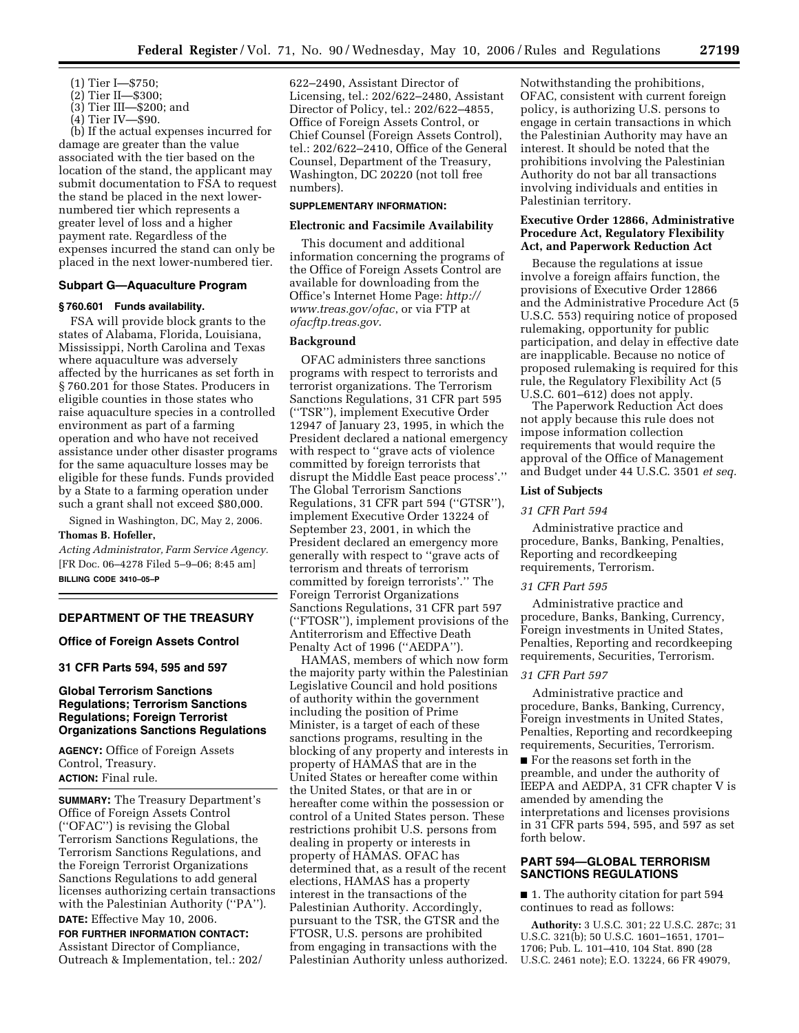(1) Tier I—$750;
(2) Tier II—$300;
(3) Tier III—$200; and
(4) Tier IV—$90.

(b) If the actual expenses incurred for damage are greater than the value associated with the tier based on the location of the stand, the applicant may submit documentation to FSA to request the stand be placed in the next lower-numbered tier which represents a greater level of loss and a higher payment rate. Regardless of the expenses incurred the stand can only be placed in the next lower-numbered tier.

### Subpart G—Aquaculture Program

#### § 760.601 Funds availability.

FSA will provide block grants to the states of Alabama, Florida, Louisiana, Mississippi, North Carolina and Texas where aquaculture was adversely affected by the hurricanes as set forth in § 760.201 for those States. Producers in eligible counties in those states who raise aquaculture species in a controlled environment as part of a farming operation and who have not received assistance under other disaster programs for the same aquaculture losses may be eligible for these funds. Funds provided by a State to a farming operation under such a grant shall not exceed $80,000.

Signed in Washington, DC, May 2, 2006.

**Thomas B. Hofeller,**

*Acting Administrator, Farm Service Agency.*

[FR Doc. 06–4278 Filed 5–9–06; 8:45 am]

**BILLING CODE 3410–05–P**

## DEPARTMENT OF THE TREASURY

### Office of Foreign Assets Control

### 31 CFR Parts 594, 595 and 597

### Global Terrorism Sanctions Regulations; Terrorism Sanctions Regulations; Foreign Terrorist Organizations Sanctions Regulations

**AGENCY:** Office of Foreign Assets Control, Treasury.

**ACTION:** Final rule.

**SUMMARY:** The Treasury Department's Office of Foreign Assets Control ("OFAC") is revising the Global Terrorism Sanctions Regulations, the Terrorism Sanctions Regulations, and the Foreign Terrorist Organizations Sanctions Regulations to add general licenses authorizing certain transactions with the Palestinian Authority ("PA").

**DATE:** Effective May 10, 2006.

**FOR FURTHER INFORMATION CONTACT:** Assistant Director of Compliance, Outreach & Implementation, tel.: 202/622–2490, Assistant Director of Licensing, tel.: 202/622–2480, Assistant Director of Policy, tel.: 202/622–4855, Office of Foreign Assets Control, or Chief Counsel (Foreign Assets Control), tel.: 202/622–2410, Office of the General Counsel, Department of the Treasury, Washington, DC 20220 (not toll free numbers).

**SUPPLEMENTARY INFORMATION:**

#### Electronic and Facsimile Availability

This document and additional information concerning the programs of the Office of Foreign Assets Control are available for downloading from the Office's Internet Home Page: *http://www.treas.gov/ofac*, or via FTP at *ofacftp.treas.gov*.

#### Background

OFAC administers three sanctions programs with respect to terrorists and terrorist organizations. The Terrorism Sanctions Regulations, 31 CFR part 595 ("TSR"), implement Executive Order 12947 of January 23, 1995, in which the President declared a national emergency with respect to "grave acts of violence committed by foreign terrorists that disrupt the Middle East peace process'." The Global Terrorism Sanctions Regulations, 31 CFR part 594 ("GTSR"), implement Executive Order 13224 of September 23, 2001, in which the President declared an emergency more generally with respect to "grave acts of terrorism and threats of terrorism committed by foreign terrorists'." The Foreign Terrorist Organizations Sanctions Regulations, 31 CFR part 597 ("FTOSR"), implement provisions of the Antiterrorism and Effective Death Penalty Act of 1996 ("AEDPA").

HAMAS, members of which now form the majority party within the Palestinian Legislative Council and hold positions of authority within the government including the position of Prime Minister, is a target of each of these sanctions programs, resulting in the blocking of any property and interests in property of HAMAS that are in the United States or hereafter come within the United States, or that are in or hereafter come within the possession or control of a United States person. These restrictions prohibit U.S. persons from dealing in property or interests in property of HAMAS. OFAC has determined that, as a result of the recent elections, HAMAS has a property interest in the transactions of the Palestinian Authority. Accordingly, pursuant to the TSR, the GTSR and the FTOSR, U.S. persons are prohibited from engaging in transactions with the Palestinian Authority unless authorized. Notwithstanding the prohibitions, OFAC, consistent with current foreign policy, is authorizing U.S. persons to engage in certain transactions in which the Palestinian Authority may have an interest. It should be noted that the prohibitions involving the Palestinian Authority do not bar all transactions involving individuals and entities in Palestinian territory.

#### Executive Order 12866, Administrative Procedure Act, Regulatory Flexibility Act, and Paperwork Reduction Act

Because the regulations at issue involve a foreign affairs function, the provisions of Executive Order 12866 and the Administrative Procedure Act (5 U.S.C. 553) requiring notice of proposed rulemaking, opportunity for public participation, and delay in effective date are inapplicable. Because no notice of proposed rulemaking is required for this rule, the Regulatory Flexibility Act (5 U.S.C. 601–612) does not apply.

The Paperwork Reduction Act does not apply because this rule does not impose information collection requirements that would require the approval of the Office of Management and Budget under 44 U.S.C. 3501 *et seq.*

#### List of Subjects

*31 CFR Part 594*

Administrative practice and procedure, Banks, Banking, Penalties, Reporting and recordkeeping requirements, Terrorism.

*31 CFR Part 595*

Administrative practice and procedure, Banks, Banking, Currency, Foreign investments in United States, Penalties, Reporting and recordkeeping requirements, Securities, Terrorism.

*31 CFR Part 597*

Administrative practice and procedure, Banks, Banking, Currency, Foreign investments in United States, Penalties, Reporting and recordkeeping requirements, Securities, Terrorism.

■ For the reasons set forth in the preamble, and under the authority of IEEPA and AEDPA, 31 CFR chapter V is amended by amending the interpretations and licenses provisions in 31 CFR parts 594, 595, and 597 as set forth below.

### PART 594—GLOBAL TERRORISM SANCTIONS REGULATIONS

■ 1. The authority citation for part 594 continues to read as follows:

**Authority:** 3 U.S.C. 301; 22 U.S.C. 287c; 31 U.S.C. 321(b); 50 U.S.C. 1601–1651, 1701–1706; Pub. L. 101–410, 104 Stat. 890 (28 U.S.C. 2461 note); E.O. 13224, 66 FR 49079,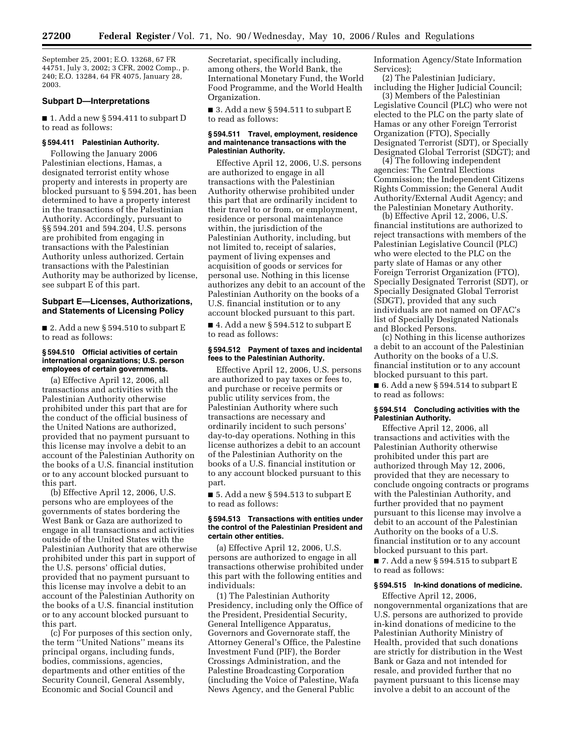September 25, 2001; E.O. 13268, 67 FR 44751, July 3, 2002; 3 CFR, 2002 Comp., p. 240; E.O. 13284, 64 FR 4075, January 28, 2003.

### Subpart D—Interpretations

■ 1. Add a new § 594.411 to subpart D to read as follows:

#### § 594.411 Palestinian Authority.

Following the January 2006 Palestinian elections, Hamas, a designated terrorist entity whose property and interests in property are blocked pursuant to § 594.201, has been determined to have a property interest in the transactions of the Palestinian Authority. Accordingly, pursuant to §§ 594.201 and 594.204, U.S. persons are prohibited from engaging in transactions with the Palestinian Authority unless authorized. Certain transactions with the Palestinian Authority may be authorized by license, see subpart E of this part.

### Subpart E—Licenses, Authorizations, and Statements of Licensing Policy

■ 2. Add a new § 594.510 to subpart E to read as follows:

#### § 594.510 Official activities of certain international organizations; U.S. person employees of certain governments.

(a) Effective April 12, 2006, all transactions and activities with the Palestinian Authority otherwise prohibited under this part that are for the conduct of the official business of the United Nations are authorized, provided that no payment pursuant to this license may involve a debit to an account of the Palestinian Authority on the books of a U.S. financial institution or to any account blocked pursuant to this part.

(b) Effective April 12, 2006, U.S. persons who are employees of the governments of states bordering the West Bank or Gaza are authorized to engage in all transactions and activities outside of the United States with the Palestinian Authority that are otherwise prohibited under this part in support of the U.S. persons' official duties, provided that no payment pursuant to this license may involve a debit to an account of the Palestinian Authority on the books of a U.S. financial institution or to any account blocked pursuant to this part.

(c) For purposes of this section only, the term "United Nations" means its principal organs, including funds, bodies, commissions, agencies, departments and other entities of the Security Council, General Assembly, Economic and Social Council and Secretariat, specifically including, among others, the World Bank, the International Monetary Fund, the World Food Programme, and the World Health Organization.

■ 3. Add a new § 594.511 to subpart E to read as follows:

#### § 594.511 Travel, employment, residence and maintenance transactions with the Palestinian Authority.

Effective April 12, 2006, U.S. persons are authorized to engage in all transactions with the Palestinian Authority otherwise prohibited under this part that are ordinarily incident to their travel to or from, or employment, residence or personal maintenance within, the jurisdiction of the Palestinian Authority, including, but not limited to, receipt of salaries, payment of living expenses and acquisition of goods or services for personal use. Nothing in this license authorizes any debit to an account of the Palestinian Authority on the books of a U.S. financial institution or to any account blocked pursuant to this part.

■ 4. Add a new § 594.512 to subpart E to read as follows:

#### § 594.512 Payment of taxes and incidental fees to the Palestinian Authority.

Effective April 12, 2006, U.S. persons are authorized to pay taxes or fees to, and purchase or receive permits or public utility services from, the Palestinian Authority where such transactions are necessary and ordinarily incident to such persons' day-to-day operations. Nothing in this license authorizes a debit to an account of the Palestinian Authority on the books of a U.S. financial institution or to any account blocked pursuant to this part.

■ 5. Add a new § 594.513 to subpart E to read as follows:

#### § 594.513 Transactions with entities under the control of the Palestinian President and certain other entities.

(a) Effective April 12, 2006, U.S. persons are authorized to engage in all transactions otherwise prohibited under this part with the following entities and individuals:

(1) The Palestinian Authority Presidency, including only the Office of the President, Presidential Security, General Intelligence Apparatus, Governors and Governorate staff, the Attorney General's Office, the Palestine Investment Fund (PIF), the Border Crossings Administration, and the Palestine Broadcasting Corporation (including the Voice of Palestine, Wafa News Agency, and the General Public Information Agency/State Information Services);

(2) The Palestinian Judiciary, including the Higher Judicial Council;

(3) Members of the Palestinian Legislative Council (PLC) who were not elected to the PLC on the party slate of Hamas or any other Foreign Terrorist Organization (FTO), Specially Designated Terrorist (SDT), or Specially Designated Global Terrorist (SDGT); and

(4) The following independent agencies: The Central Elections Commission; the Independent Citizens Rights Commission; the General Audit Authority/External Audit Agency; and the Palestinian Monetary Authority.

(b) Effective April 12, 2006, U.S. financial institutions are authorized to reject transactions with members of the Palestinian Legislative Council (PLC) who were elected to the PLC on the party slate of Hamas or any other Foreign Terrorist Organization (FTO), Specially Designated Terrorist (SDT), or Specially Designated Global Terrorist (SDGT), provided that any such individuals are not named on OFAC's list of Specially Designated Nationals and Blocked Persons.

(c) Nothing in this license authorizes a debit to an account of the Palestinian Authority on the books of a U.S. financial institution or to any account blocked pursuant to this part.

■ 6. Add a new § 594.514 to subpart E to read as follows:

#### § 594.514 Concluding activities with the Palestinian Authority.

Effective April 12, 2006, all transactions and activities with the Palestinian Authority otherwise prohibited under this part are authorized through May 12, 2006, provided that they are necessary to conclude ongoing contracts or programs with the Palestinian Authority, and further provided that no payment pursuant to this license may involve a debit to an account of the Palestinian Authority on the books of a U.S. financial institution or to any account blocked pursuant to this part.

■ 7. Add a new § 594.515 to subpart E to read as follows:

#### § 594.515 In-kind donations of medicine.

Effective April 12, 2006, nongovernmental organizations that are U.S. persons are authorized to provide in-kind donations of medicine to the Palestinian Authority Ministry of Health, provided that such donations are strictly for distribution in the West Bank or Gaza and not intended for resale, and provided further that no payment pursuant to this license may involve a debit to an account of the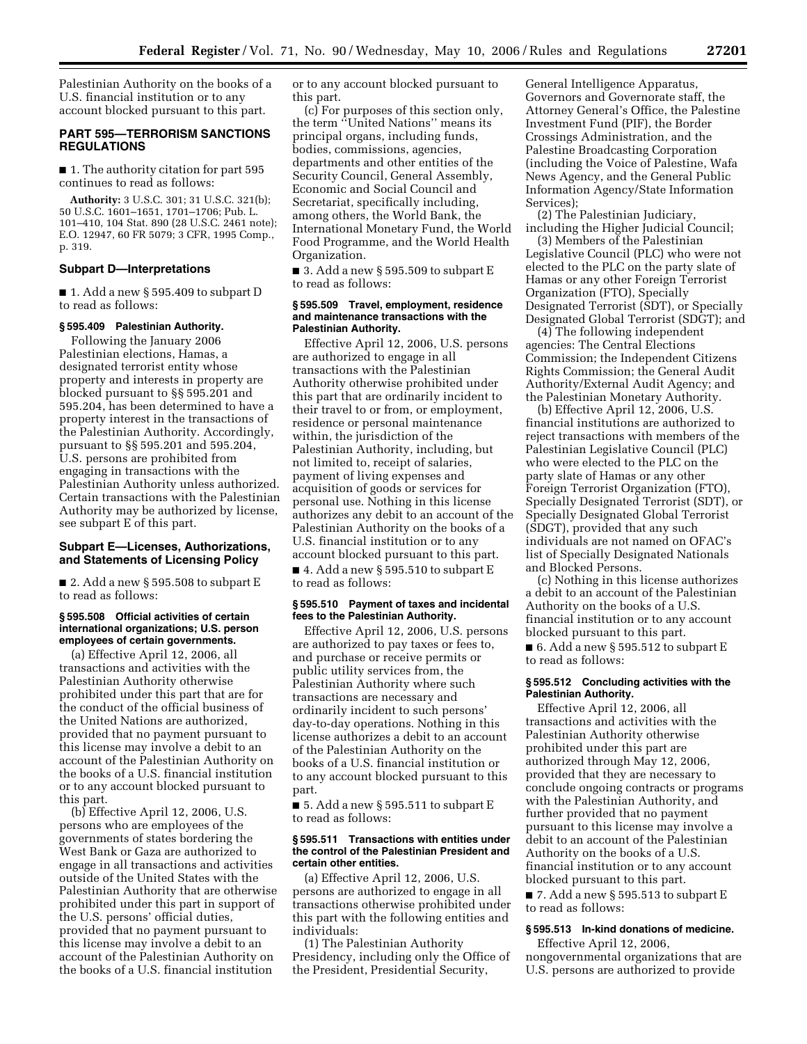Palestinian Authority on the books of a U.S. financial institution or to any account blocked pursuant to this part.

## PART 595—TERRORISM SANCTIONS REGULATIONS

■ 1. The authority citation for part 595 continues to read as follows:

**Authority:** 3 U.S.C. 301; 31 U.S.C. 321(b); 50 U.S.C. 1601–1651, 1701–1706; Pub. L. 101–410, 104 Stat. 890 (28 U.S.C. 2461 note); E.O. 12947, 60 FR 5079; 3 CFR, 1995 Comp., p. 319.

### Subpart D—Interpretations

■ 1. Add a new § 595.409 to subpart D to read as follows:

#### § 595.409 Palestinian Authority.

Following the January 2006 Palestinian elections, Hamas, a designated terrorist entity whose property and interests in property are blocked pursuant to §§ 595.201 and 595.204, has been determined to have a property interest in the transactions of the Palestinian Authority. Accordingly, pursuant to §§ 595.201 and 595.204, U.S. persons are prohibited from engaging in transactions with the Palestinian Authority unless authorized. Certain transactions with the Palestinian Authority may be authorized by license, see subpart E of this part.

### Subpart E—Licenses, Authorizations, and Statements of Licensing Policy

■ 2. Add a new § 595.508 to subpart E to read as follows:

#### § 595.508 Official activities of certain international organizations; U.S. person employees of certain governments.

(a) Effective April 12, 2006, all transactions and activities with the Palestinian Authority otherwise prohibited under this part that are for the conduct of the official business of the United Nations are authorized, provided that no payment pursuant to this license may involve a debit to an account of the Palestinian Authority on the books of a U.S. financial institution or to any account blocked pursuant to this part.

(b) Effective April 12, 2006, U.S. persons who are employees of the governments of states bordering the West Bank or Gaza are authorized to engage in all transactions and activities outside of the United States with the Palestinian Authority that are otherwise prohibited under this part in support of the U.S. persons' official duties, provided that no payment pursuant to this license may involve a debit to an account of the Palestinian Authority on the books of a U.S. financial institution or to any account blocked pursuant to this part.

(c) For purposes of this section only, the term ''United Nations'' means its principal organs, including funds, bodies, commissions, agencies, departments and other entities of the Security Council, General Assembly, Economic and Social Council and Secretariat, specifically including, among others, the World Bank, the International Monetary Fund, the World Food Programme, and the World Health Organization.

■ 3. Add a new § 595.509 to subpart E to read as follows:

#### § 595.509 Travel, employment, residence and maintenance transactions with the Palestinian Authority.

Effective April 12, 2006, U.S. persons are authorized to engage in all transactions with the Palestinian Authority otherwise prohibited under this part that are ordinarily incident to their travel to or from, or employment, residence or personal maintenance within, the jurisdiction of the Palestinian Authority, including, but not limited to, receipt of salaries, payment of living expenses and acquisition of goods or services for personal use. Nothing in this license authorizes any debit to an account of the Palestinian Authority on the books of a U.S. financial institution or to any account blocked pursuant to this part.

■ 4. Add a new § 595.510 to subpart E to read as follows:

#### § 595.510 Payment of taxes and incidental fees to the Palestinian Authority.

Effective April 12, 2006, U.S. persons are authorized to pay taxes or fees to, and purchase or receive permits or public utility services from, the Palestinian Authority where such transactions are necessary and ordinarily incident to such persons' day-to-day operations. Nothing in this license authorizes a debit to an account of the Palestinian Authority on the books of a U.S. financial institution or to any account blocked pursuant to this part.

■ 5. Add a new § 595.511 to subpart E to read as follows:

#### § 595.511 Transactions with entities under the control of the Palestinian President and certain other entities.

(a) Effective April 12, 2006, U.S. persons are authorized to engage in all transactions otherwise prohibited under this part with the following entities and individuals:

(1) The Palestinian Authority Presidency, including only the Office of the President, Presidential Security, General Intelligence Apparatus, Governors and Governorate staff, the Attorney General's Office, the Palestine Investment Fund (PIF), the Border Crossings Administration, and the Palestine Broadcasting Corporation (including the Voice of Palestine, Wafa News Agency, and the General Public Information Agency/State Information Services);

(2) The Palestinian Judiciary, including the Higher Judicial Council;

(3) Members of the Palestinian Legislative Council (PLC) who were not elected to the PLC on the party slate of Hamas or any other Foreign Terrorist Organization (FTO), Specially Designated Terrorist (SDT), or Specially Designated Global Terrorist (SDGT); and

(4) The following independent agencies: The Central Elections Commission; the Independent Citizens Rights Commission; the General Audit Authority/External Audit Agency; and the Palestinian Monetary Authority.

(b) Effective April 12, 2006, U.S. financial institutions are authorized to reject transactions with members of the Palestinian Legislative Council (PLC) who were elected to the PLC on the party slate of Hamas or any other Foreign Terrorist Organization (FTO), Specially Designated Terrorist (SDT), or Specially Designated Global Terrorist (SDGT), provided that any such individuals are not named on OFAC's list of Specially Designated Nationals and Blocked Persons.

(c) Nothing in this license authorizes a debit to an account of the Palestinian Authority on the books of a U.S. financial institution or to any account blocked pursuant to this part.

■ 6. Add a new § 595.512 to subpart E to read as follows:

#### § 595.512 Concluding activities with the Palestinian Authority.

Effective April 12, 2006, all transactions and activities with the Palestinian Authority otherwise prohibited under this part are authorized through May 12, 2006, provided that they are necessary to conclude ongoing contracts or programs with the Palestinian Authority, and further provided that no payment pursuant to this license may involve a debit to an account of the Palestinian Authority on the books of a U.S. financial institution or to any account blocked pursuant to this part.

■ 7. Add a new § 595.513 to subpart E to read as follows:

#### § 595.513 In-kind donations of medicine.

Effective April 12, 2006, nongovernmental organizations that are U.S. persons are authorized to provide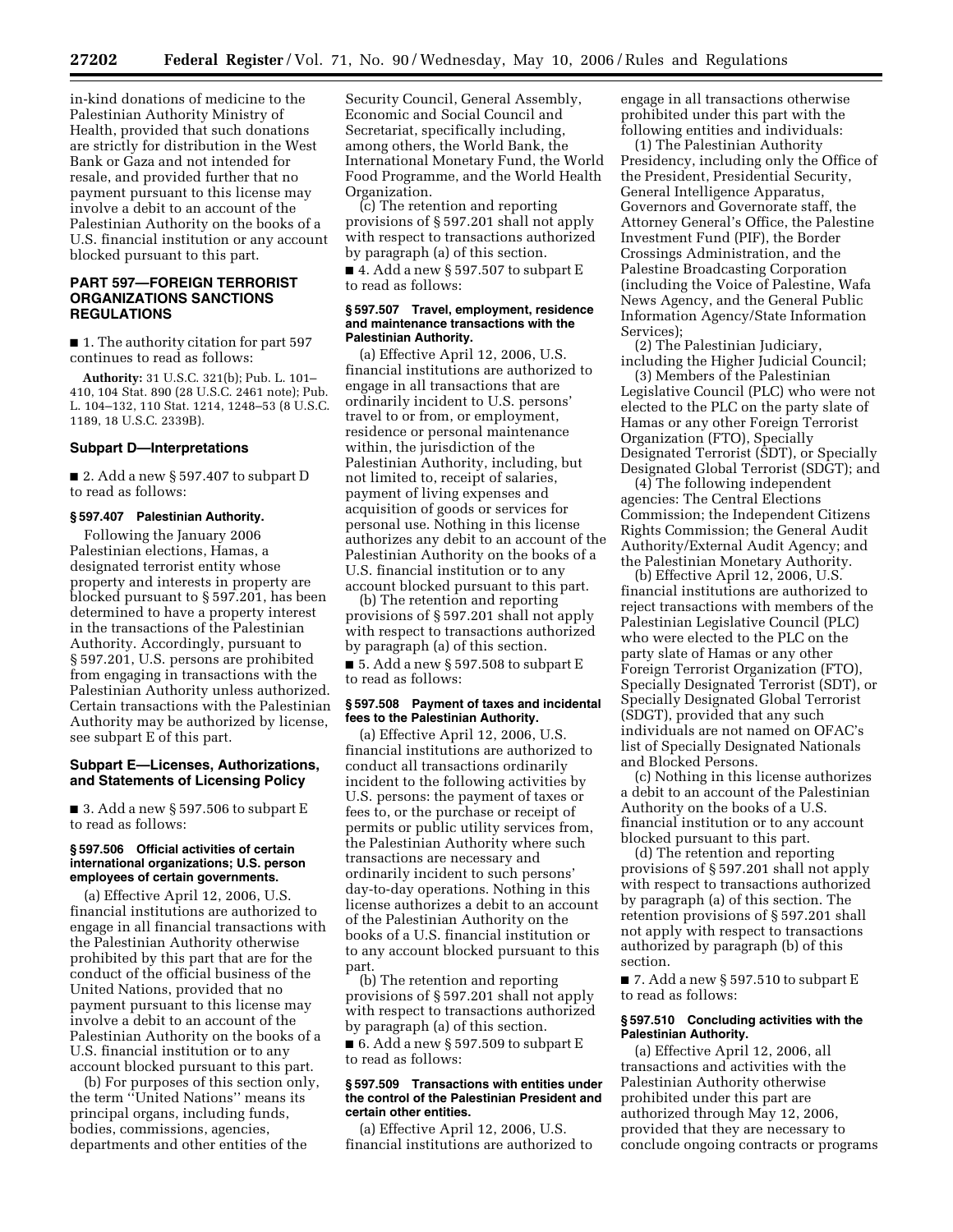in-kind donations of medicine to the Palestinian Authority Ministry of Health, provided that such donations are strictly for distribution in the West Bank or Gaza and not intended for resale, and provided further that no payment pursuant to this license may involve a debit to an account of the Palestinian Authority on the books of a U.S. financial institution or any account blocked pursuant to this part.

## PART 597—FOREIGN TERRORIST ORGANIZATIONS SANCTIONS REGULATIONS

■ 1. The authority citation for part 597 continues to read as follows:

**Authority:** 31 U.S.C. 321(b); Pub. L. 101–410, 104 Stat. 890 (28 U.S.C. 2461 note); Pub. L. 104–132, 110 Stat. 1214, 1248–53 (8 U.S.C. 1189, 18 U.S.C. 2339B).

### Subpart D—Interpretations

■ 2. Add a new § 597.407 to subpart D to read as follows:

#### § 597.407 Palestinian Authority.

Following the January 2006 Palestinian elections, Hamas, a designated terrorist entity whose property and interests in property are blocked pursuant to § 597.201, has been determined to have a property interest in the transactions of the Palestinian Authority. Accordingly, pursuant to § 597.201, U.S. persons are prohibited from engaging in transactions with the Palestinian Authority unless authorized. Certain transactions with the Palestinian Authority may be authorized by license, see subpart E of this part.

### Subpart E—Licenses, Authorizations, and Statements of Licensing Policy

■ 3. Add a new § 597.506 to subpart E to read as follows:

#### § 597.506 Official activities of certain international organizations; U.S. person employees of certain governments.

(a) Effective April 12, 2006, U.S. financial institutions are authorized to engage in all financial transactions with the Palestinian Authority otherwise prohibited by this part that are for the conduct of the official business of the United Nations, provided that no payment pursuant to this license may involve a debit to an account of the Palestinian Authority on the books of a U.S. financial institution or to any account blocked pursuant to this part.

(b) For purposes of this section only, the term ''United Nations'' means its principal organs, including funds, bodies, commissions, agencies, departments and other entities of the Security Council, General Assembly, Economic and Social Council and Secretariat, specifically including, among others, the World Bank, the International Monetary Fund, the World Food Programme, and the World Health Organization.

(c) The retention and reporting provisions of § 597.201 shall not apply with respect to transactions authorized by paragraph (a) of this section.

■ 4. Add a new § 597.507 to subpart E to read as follows:

#### § 597.507 Travel, employment, residence and maintenance transactions with the Palestinian Authority.

(a) Effective April 12, 2006, U.S. financial institutions are authorized to engage in all transactions that are ordinarily incident to U.S. persons' travel to or from, or employment, residence or personal maintenance within, the jurisdiction of the Palestinian Authority, including, but not limited to, receipt of salaries, payment of living expenses and acquisition of goods or services for personal use. Nothing in this license authorizes any debit to an account of the Palestinian Authority on the books of a U.S. financial institution or to any account blocked pursuant to this part.

(b) The retention and reporting provisions of § 597.201 shall not apply with respect to transactions authorized by paragraph (a) of this section.

■ 5. Add a new § 597.508 to subpart E to read as follows:

#### § 597.508 Payment of taxes and incidental fees to the Palestinian Authority.

(a) Effective April 12, 2006, U.S. financial institutions are authorized to conduct all transactions ordinarily incident to the following activities by U.S. persons: the payment of taxes or fees to, or the purchase or receipt of permits or public utility services from, the Palestinian Authority where such transactions are necessary and ordinarily incident to such persons' day-to-day operations. Nothing in this license authorizes a debit to an account of the Palestinian Authority on the books of a U.S. financial institution or to any account blocked pursuant to this part.

(b) The retention and reporting provisions of § 597.201 shall not apply with respect to transactions authorized by paragraph (a) of this section.

■ 6. Add a new § 597.509 to subpart E to read as follows:

#### § 597.509 Transactions with entities under the control of the Palestinian President and certain other entities.

(a) Effective April 12, 2006, U.S. financial institutions are authorized to engage in all transactions otherwise prohibited under this part with the following entities and individuals:

(1) The Palestinian Authority Presidency, including only the Office of the President, Presidential Security, General Intelligence Apparatus, Governors and Governorate staff, the Attorney General's Office, the Palestine Investment Fund (PIF), the Border Crossings Administration, and the Palestine Broadcasting Corporation (including the Voice of Palestine, Wafa News Agency, and the General Public Information Agency/State Information Services);

(2) The Palestinian Judiciary, including the Higher Judicial Council;

(3) Members of the Palestinian Legislative Council (PLC) who were not elected to the PLC on the party slate of Hamas or any other Foreign Terrorist Organization (FTO), Specially Designated Terrorist (SDT), or Specially Designated Global Terrorist (SDGT); and

(4) The following independent agencies: The Central Elections Commission; the Independent Citizens Rights Commission; the General Audit Authority/External Audit Agency; and the Palestinian Monetary Authority.

(b) Effective April 12, 2006, U.S. financial institutions are authorized to reject transactions with members of the Palestinian Legislative Council (PLC) who were elected to the PLC on the party slate of Hamas or any other Foreign Terrorist Organization (FTO), Specially Designated Terrorist (SDT), or Specially Designated Global Terrorist (SDGT), provided that any such individuals are not named on OFAC's list of Specially Designated Nationals and Blocked Persons.

(c) Nothing in this license authorizes a debit to an account of the Palestinian Authority on the books of a U.S. financial institution or to any account blocked pursuant to this part.

(d) The retention and reporting provisions of § 597.201 shall not apply with respect to transactions authorized by paragraph (a) of this section. The retention provisions of § 597.201 shall not apply with respect to transactions authorized by paragraph (b) of this section.

■ 7. Add a new § 597.510 to subpart E to read as follows:

#### § 597.510 Concluding activities with the Palestinian Authority.

(a) Effective April 12, 2006, all transactions and activities with the Palestinian Authority otherwise prohibited under this part are authorized through May 12, 2006, provided that they are necessary to conclude ongoing contracts or programs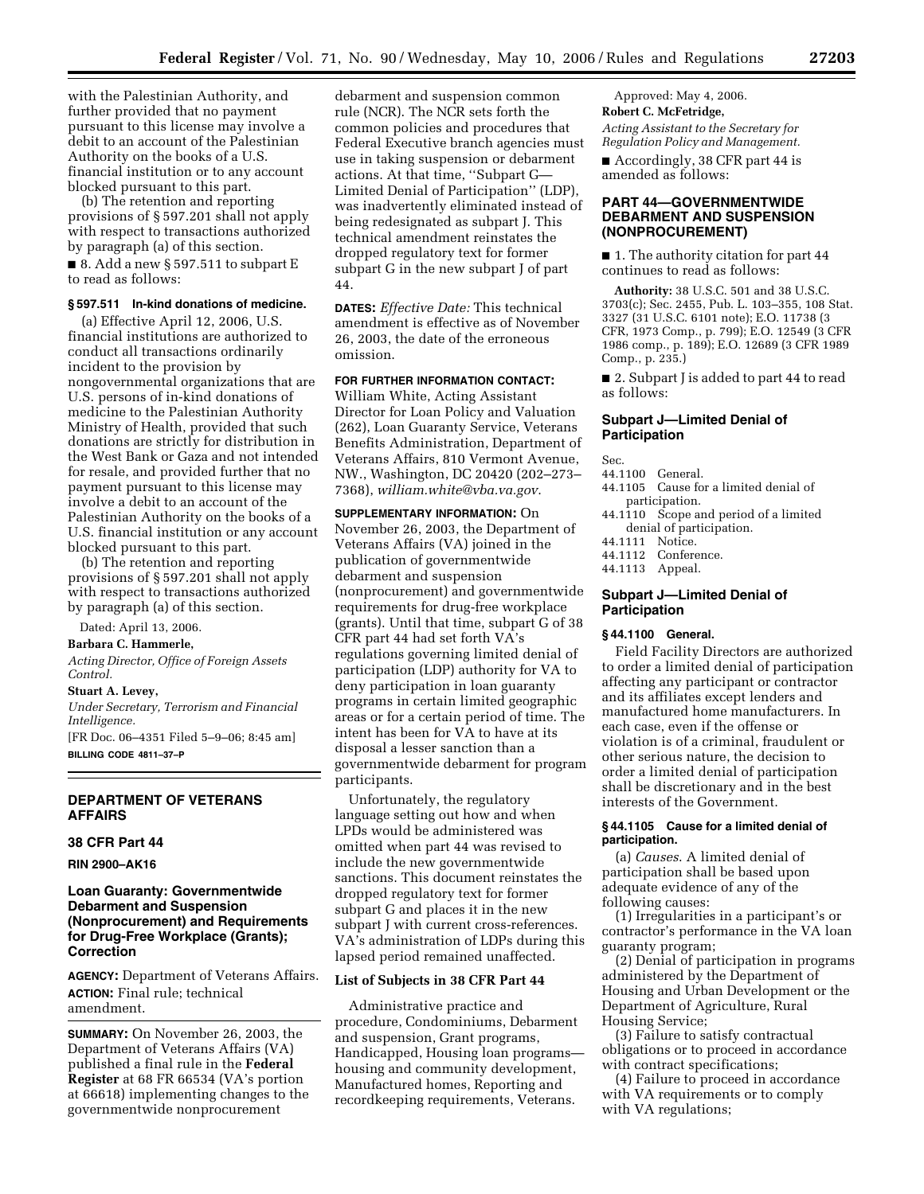with the Palestinian Authority, and further provided that no payment pursuant to this license may involve a debit to an account of the Palestinian Authority on the books of a U.S. financial institution or to any account blocked pursuant to this part.

(b) The retention and reporting provisions of § 597.201 shall not apply with respect to transactions authorized by paragraph (a) of this section.

■ 8. Add a new § 597.511 to subpart E to read as follows:

**§ 597.511 In-kind donations of medicine.**

(a) Effective April 12, 2006, U.S. financial institutions are authorized to conduct all transactions ordinarily incident to the provision by nongovernmental organizations that are U.S. persons of in-kind donations of medicine to the Palestinian Authority Ministry of Health, provided that such donations are strictly for distribution in the West Bank or Gaza and not intended for resale, and provided further that no payment pursuant to this license may involve a debit to an account of the Palestinian Authority on the books of a U.S. financial institution or any account blocked pursuant to this part.

(b) The retention and reporting provisions of § 597.201 shall not apply with respect to transactions authorized by paragraph (a) of this section.

Dated: April 13, 2006.

**Barbara C. Hammerle,**

*Acting Director, Office of Foreign Assets Control.*

**Stuart A. Levey,**

*Under Secretary, Terrorism and Financial Intelligence.*

[FR Doc. 06–4351 Filed 5–9–06; 8:45 am]

**BILLING CODE 4811–37–P**

## DEPARTMENT OF VETERANS AFFAIRS

### 38 CFR Part 44

**RIN 2900–AK16**

### Loan Guaranty: Governmentwide Debarment and Suspension (Nonprocurement) and Requirements for Drug-Free Workplace (Grants); Correction

**AGENCY:** Department of Veterans Affairs.

**ACTION:** Final rule; technical amendment.

**SUMMARY:** On November 26, 2003, the Department of Veterans Affairs (VA) published a final rule in the **Federal Register** at 68 FR 66534 (VA's portion at 66618) implementing changes to the governmentwide nonprocurement debarment and suspension common rule (NCR). The NCR sets forth the common policies and procedures that Federal Executive branch agencies must use in taking suspension or debarment actions. At that time, "Subpart G—Limited Denial of Participation" (LDP), was inadvertently eliminated instead of being redesignated as subpart J. This technical amendment reinstates the dropped regulatory text for former subpart G in the new subpart J of part 44.

**DATES:** *Effective Date:* This technical amendment is effective as of November 26, 2003, the date of the erroneous omission.

**FOR FURTHER INFORMATION CONTACT:** William White, Acting Assistant Director for Loan Policy and Valuation (262), Loan Guaranty Service, Veterans Benefits Administration, Department of Veterans Affairs, 810 Vermont Avenue, NW., Washington, DC 20420 (202–273–7368), *william.white@vba.va.gov*.

**SUPPLEMENTARY INFORMATION:** On November 26, 2003, the Department of Veterans Affairs (VA) joined in the publication of governmentwide debarment and suspension (nonprocurement) and governmentwide requirements for drug-free workplace (grants). Until that time, subpart G of 38 CFR part 44 had set forth VA's regulations governing limited denial of participation (LDP) authority for VA to deny participation in loan guaranty programs in certain limited geographic areas or for a certain period of time. The intent has been for VA to have at its disposal a lesser sanction than a governmentwide debarment for program participants.

Unfortunately, the regulatory language setting out how and when LPDs would be administered was omitted when part 44 was revised to include the new governmentwide sanctions. This document reinstates the dropped regulatory text for former subpart G and places it in the new subpart J with current cross-references. VA's administration of LDPs during this lapsed period remained unaffected.

#### List of Subjects in 38 CFR Part 44

Administrative practice and procedure, Condominiums, Debarment and suspension, Grant programs, Handicapped, Housing loan programs—housing and community development, Manufactured homes, Reporting and recordkeeping requirements, Veterans.

Approved: May 4, 2006.

**Robert C. McFetridge,**

*Acting Assistant to the Secretary for Regulation Policy and Management.*

■ Accordingly, 38 CFR part 44 is amended as follows:

#### PART 44—GOVERNMENTWIDE DEBARMENT AND SUSPENSION (NONPROCUREMENT)

■ 1. The authority citation for part 44 continues to read as follows:

**Authority:** 38 U.S.C. 501 and 38 U.S.C. 3703(c); Sec. 2455, Pub. L. 103–355, 108 Stat. 3327 (31 U.S.C. 6101 note); E.O. 11738 (3 CFR, 1973 Comp., p. 799); E.O. 12549 (3 CFR 1986 comp., p. 189); E.O. 12689 (3 CFR 1989 Comp., p. 235.)

■ 2. Subpart J is added to part 44 to read as follows:

#### Subpart J—Limited Denial of Participation

Sec.
44.1100 General.
44.1105 Cause for a limited denial of participation.
44.1110 Scope and period of a limited denial of participation.
44.1111 Notice.
44.1112 Conference.
44.1113 Appeal.

#### Subpart J—Limited Denial of Participation

**§ 44.1100 General.**

Field Facility Directors are authorized to order a limited denial of participation affecting any participant or contractor and its affiliates except lenders and manufactured home manufacturers. In each case, even if the offense or violation is of a criminal, fraudulent or other serious nature, the decision to order a limited denial of participation shall be discretionary and in the best interests of the Government.

**§ 44.1105 Cause for a limited denial of participation.**

(a) *Causes*. A limited denial of participation shall be based upon adequate evidence of any of the following causes:

(1) Irregularities in a participant's or contractor's performance in the VA loan guaranty program;

(2) Denial of participation in programs administered by the Department of Housing and Urban Development or the Department of Agriculture, Rural Housing Service;

(3) Failure to satisfy contractual obligations or to proceed in accordance with contract specifications;

(4) Failure to proceed in accordance with VA requirements or to comply with VA regulations;